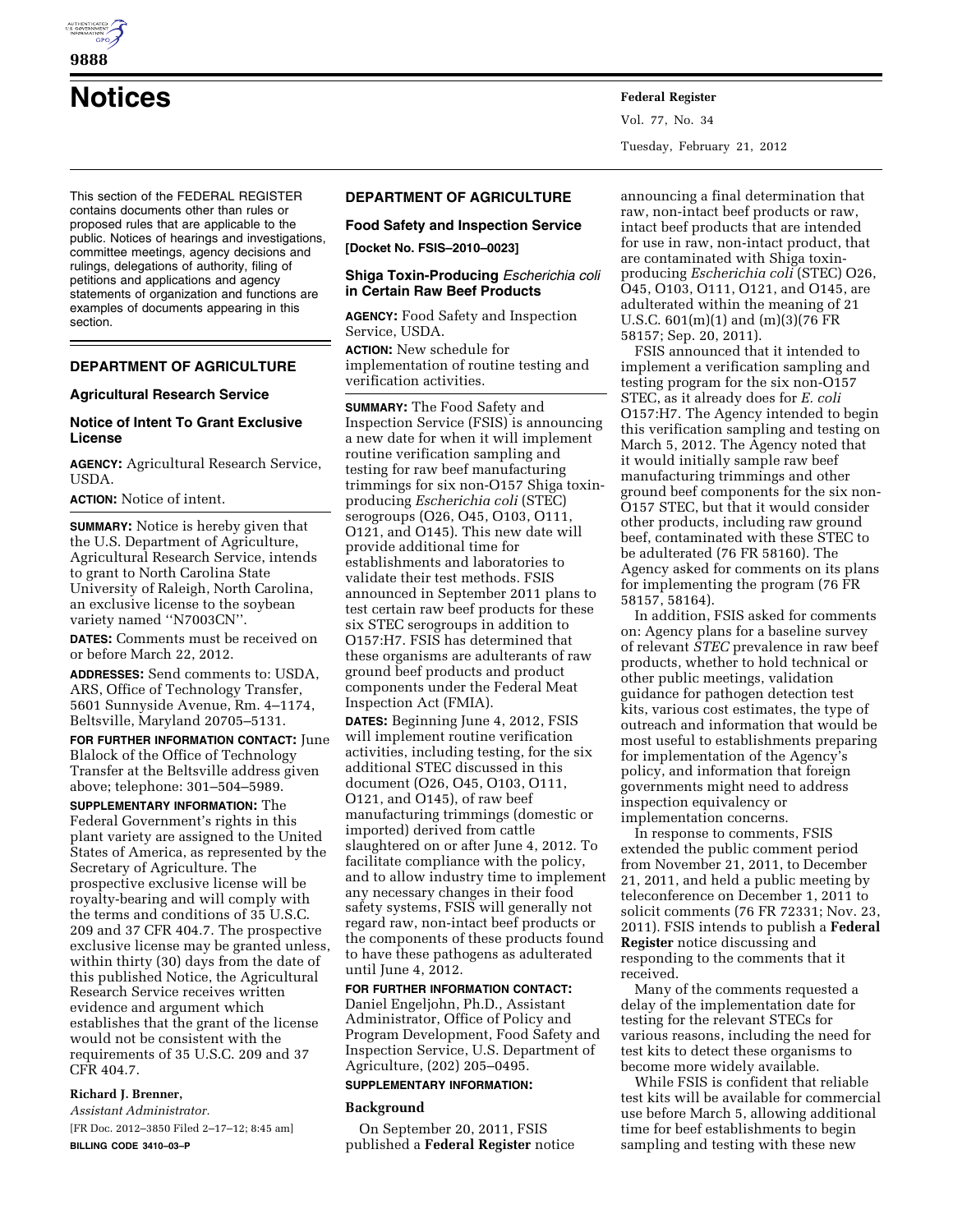# Notices

This section of the FEDERAL REGISTER contains documents other than rules or proposed rules that are applicable to the public. Notices of hearings and investigations, committee meetings, agency decisions and rulings, delegations of authority, filing of petitions and applications and agency statements of organization and functions are examples of documents appearing in this section.

## DEPARTMENT OF AGRICULTURE

### Agricultural Research Service

### Notice of Intent To Grant Exclusive License

**AGENCY:** Agricultural Research Service, USDA.

**ACTION:** Notice of intent.

**SUMMARY:** Notice is hereby given that the U.S. Department of Agriculture, Agricultural Research Service, intends to grant to North Carolina State University of Raleigh, North Carolina, an exclusive license to the soybean variety named ''N7003CN''.

**DATES:** Comments must be received on or before March 22, 2012.

**ADDRESSES:** Send comments to: USDA, ARS, Office of Technology Transfer, 5601 Sunnyside Avenue, Rm. 4–1174, Beltsville, Maryland 20705–5131.

**FOR FURTHER INFORMATION CONTACT:** June Blalock of the Office of Technology Transfer at the Beltsville address given above; telephone: 301–504–5989.

**SUPPLEMENTARY INFORMATION:** The Federal Government's rights in this plant variety are assigned to the United States of America, as represented by the Secretary of Agriculture. The prospective exclusive license will be royalty-bearing and will comply with the terms and conditions of 35 U.S.C. 209 and 37 CFR 404.7. The prospective exclusive license may be granted unless, within thirty (30) days from the date of this published Notice, the Agricultural Research Service receives written evidence and argument which establishes that the grant of the license would not be consistent with the requirements of 35 U.S.C. 209 and 37 CFR 404.7.

**Richard J. Brenner,**

*Assistant Administrator.*

[FR Doc. 2012–3850 Filed 2–17–12; 8:45 am]

**BILLING CODE 3410–03–P**

## DEPARTMENT OF AGRICULTURE

### Food Safety and Inspection Service

**[Docket No. FSIS–2010–0023]**

### Shiga Toxin-Producing *Escherichia coli* in Certain Raw Beef Products

**AGENCY:** Food Safety and Inspection Service, USDA.

**ACTION:** New schedule for implementation of routine testing and verification activities.

**SUMMARY:** The Food Safety and Inspection Service (FSIS) is announcing a new date for when it will implement routine verification sampling and testing for raw beef manufacturing trimmings for six non-O157 Shiga toxin-producing *Escherichia coli* (STEC) serogroups (O26, O45, O103, O111, O121, and O145). This new date will provide additional time for establishments and laboratories to validate their test methods. FSIS announced in September 2011 plans to test certain raw beef products for these six STEC serogroups in addition to O157:H7. FSIS has determined that these organisms are adulterants of raw ground beef products and product components under the Federal Meat Inspection Act (FMIA).

**DATES:** Beginning June 4, 2012, FSIS will implement routine verification activities, including testing, for the six additional STEC discussed in this document (O26, O45, O103, O111, O121, and O145), of raw beef manufacturing trimmings (domestic or imported) derived from cattle slaughtered on or after June 4, 2012. To facilitate compliance with the policy, and to allow industry time to implement any necessary changes in their food safety systems, FSIS will generally not regard raw, non-intact beef products or the components of these products found to have these pathogens as adulterated until June 4, 2012.

**FOR FURTHER INFORMATION CONTACT:** Daniel Engeljohn, Ph.D., Assistant Administrator, Office of Policy and Program Development, Food Safety and Inspection Service, U.S. Department of Agriculture, (202) 205–0495.

**SUPPLEMENTARY INFORMATION:**

#### Background

On September 20, 2011, FSIS published a **Federal Register** notice announcing a final determination that raw, non-intact beef products or raw, intact beef products that are intended for use in raw, non-intact product, that are contaminated with Shiga toxin-producing *Escherichia coli* (STEC) O26, O45, O103, O111, O121, and O145, are adulterated within the meaning of 21 U.S.C. 601(m)(1) and (m)(3)(76 FR 58157; Sep. 20, 2011).

FSIS announced that it intended to implement a verification sampling and testing program for the six non-O157 STEC, as it already does for *E. coli* O157:H7. The Agency intended to begin this verification sampling and testing on March 5, 2012. The Agency noted that it would initially sample raw beef manufacturing trimmings and other ground beef components for the six non-O157 STEC, but that it would consider other products, including raw ground beef, contaminated with these STEC to be adulterated (76 FR 58160). The Agency asked for comments on its plans for implementing the program (76 FR 58157, 58164).

In addition, FSIS asked for comments on: Agency plans for a baseline survey of relevant *STEC* prevalence in raw beef products, whether to hold technical or other public meetings, validation guidance for pathogen detection test kits, various cost estimates, the type of outreach and information that would be most useful to establishments preparing for implementation of the Agency's policy, and information that foreign governments might need to address inspection equivalency or implementation concerns.

In response to comments, FSIS extended the public comment period from November 21, 2011, to December 21, 2011, and held a public meeting by teleconference on December 1, 2011 to solicit comments (76 FR 72331; Nov. 23, 2011). FSIS intends to publish a **Federal Register** notice discussing and responding to the comments that it received.

Many of the comments requested a delay of the implementation date for testing for the relevant STECs for various reasons, including the need for test kits to detect these organisms to become more widely available.

While FSIS is confident that reliable test kits will be available for commercial use before March 5, allowing additional time for beef establishments to begin sampling and testing with these new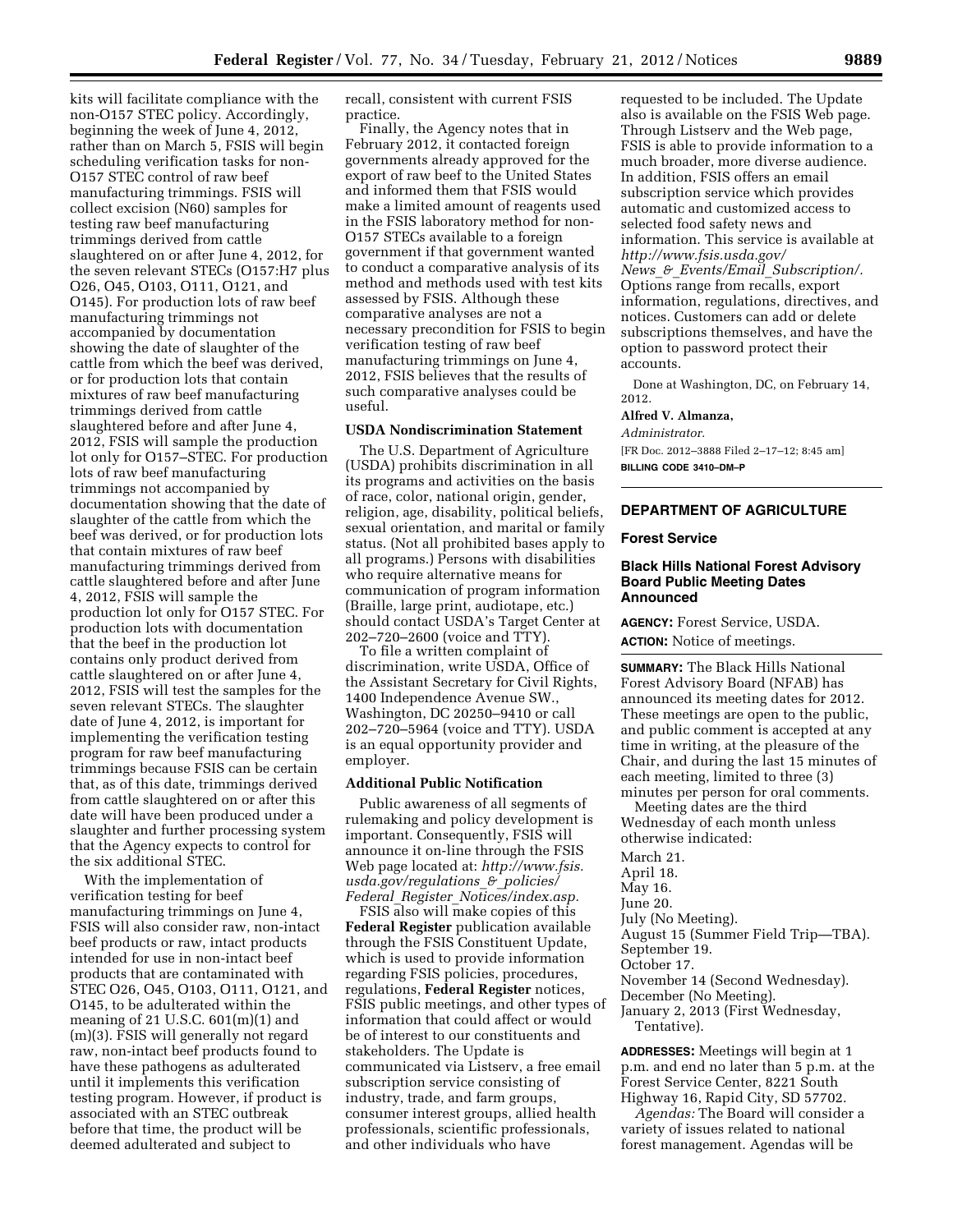kits will facilitate compliance with the non-O157 STEC policy. Accordingly, beginning the week of June 4, 2012, rather than on March 5, FSIS will begin scheduling verification tasks for non-O157 STEC control of raw beef manufacturing trimmings. FSIS will collect excision (N60) samples for testing raw beef manufacturing trimmings derived from cattle slaughtered on or after June 4, 2012, for the seven relevant STECs (O157:H7 plus O26, O45, O103, O111, O121, and O145). For production lots of raw beef manufacturing trimmings not accompanied by documentation showing the date of slaughter of the cattle from which the beef was derived, or for production lots that contain mixtures of raw beef manufacturing trimmings derived from cattle slaughtered before and after June 4, 2012, FSIS will sample the production lot only for O157–STEC. For production lots of raw beef manufacturing trimmings not accompanied by documentation showing that the date of slaughter of the cattle from which the beef was derived, or for production lots that contain mixtures of raw beef manufacturing trimmings derived from cattle slaughtered before and after June 4, 2012, FSIS will sample the production lot only for O157 STEC. For production lots with documentation that the beef in the production lot contains only product derived from cattle slaughtered on or after June 4, 2012, FSIS will test the samples for the seven relevant STECs. The slaughter date of June 4, 2012, is important for implementing the verification testing program for raw beef manufacturing trimmings because FSIS can be certain that, as of this date, trimmings derived from cattle slaughtered on or after this date will have been produced under a slaughter and further processing system that the Agency expects to control for the six additional STEC.

With the implementation of verification testing for beef manufacturing trimmings on June 4, FSIS will also consider raw, non-intact beef products or raw, intact products intended for use in non-intact beef products that are contaminated with STEC O26, O45, O103, O111, O121, and O145, to be adulterated within the meaning of 21 U.S.C. 601(m)(1) and (m)(3). FSIS will generally not regard raw, non-intact beef products found to have these pathogens as adulterated until it implements this verification testing program. However, if product is associated with an STEC outbreak before that time, the product will be deemed adulterated and subject to recall, consistent with current FSIS practice.

Finally, the Agency notes that in February 2012, it contacted foreign governments already approved for the export of raw beef to the United States and informed them that FSIS would make a limited amount of reagents used in the FSIS laboratory method for non-O157 STECs available to a foreign government if that government wanted to conduct a comparative analysis of its method and methods used with test kits assessed by FSIS. Although these comparative analyses are not a necessary precondition for FSIS to begin verification testing of raw beef manufacturing trimmings on June 4, 2012, FSIS believes that the results of such comparative analyses could be useful.

**USDA Nondiscrimination Statement**

The U.S. Department of Agriculture (USDA) prohibits discrimination in all its programs and activities on the basis of race, color, national origin, gender, religion, age, disability, political beliefs, sexual orientation, and marital or family status. (Not all prohibited bases apply to all programs.) Persons with disabilities who require alternative means for communication of program information (Braille, large print, audiotape, etc.) should contact USDA's Target Center at 202–720–2600 (voice and TTY).

To file a written complaint of discrimination, write USDA, Office of the Assistant Secretary for Civil Rights, 1400 Independence Avenue SW., Washington, DC 20250–9410 or call 202–720–5964 (voice and TTY). USDA is an equal opportunity provider and employer.

**Additional Public Notification**

Public awareness of all segments of rulemaking and policy development is important. Consequently, FSIS will announce it on-line through the FSIS Web page located at: *http://www.fsis.usda.gov/regulations_&_policies/Federal_Register_Notices/index.asp.*

FSIS also will make copies of this **Federal Register** publication available through the FSIS Constituent Update, which is used to provide information regarding FSIS policies, procedures, regulations, **Federal Register** notices, FSIS public meetings, and other types of information that could affect or would be of interest to our constituents and stakeholders. The Update is communicated via Listserv, a free email subscription service consisting of industry, trade, and farm groups, consumer interest groups, allied health professionals, scientific professionals, and other individuals who have requested to be included. The Update also is available on the FSIS Web page. Through Listserv and the Web page, FSIS is able to provide information to a much broader, more diverse audience. In addition, FSIS offers an email subscription service which provides automatic and customized access to selected food safety news and information. This service is available at *http://www.fsis.usda.gov/News_&_Events/Email_Subscription/.* Options range from recalls, export information, regulations, directives, and notices. Customers can add or delete subscriptions themselves, and have the option to password protect their accounts.

Done at Washington, DC, on February 14, 2012.

**Alfred V. Almanza,**

*Administrator.*

[FR Doc. 2012–3888 Filed 2–17–12; 8:45 am]

**BILLING CODE 3410–DM–P**

## DEPARTMENT OF AGRICULTURE

### Forest Service

### Black Hills National Forest Advisory Board Public Meeting Dates Announced

**AGENCY:** Forest Service, USDA.

**ACTION:** Notice of meetings.

**SUMMARY:** The Black Hills National Forest Advisory Board (NFAB) has announced its meeting dates for 2012. These meetings are open to the public, and public comment is accepted at any time in writing, at the pleasure of the Chair, and during the last 15 minutes of each meeting, limited to three (3) minutes per person for oral comments.

Meeting dates are the third Wednesday of each month unless otherwise indicated:

March 21.
April 18.
May 16.
June 20.
July (No Meeting).
August 15 (Summer Field Trip—TBA).
September 19.
October 17.
November 14 (Second Wednesday).
December (No Meeting).
January 2, 2013 (First Wednesday, Tentative).

**ADDRESSES:** Meetings will begin at 1 p.m. and end no later than 5 p.m. at the Forest Service Center, 8221 South Highway 16, Rapid City, SD 57702.

*Agendas:* The Board will consider a variety of issues related to national forest management. Agendas will be